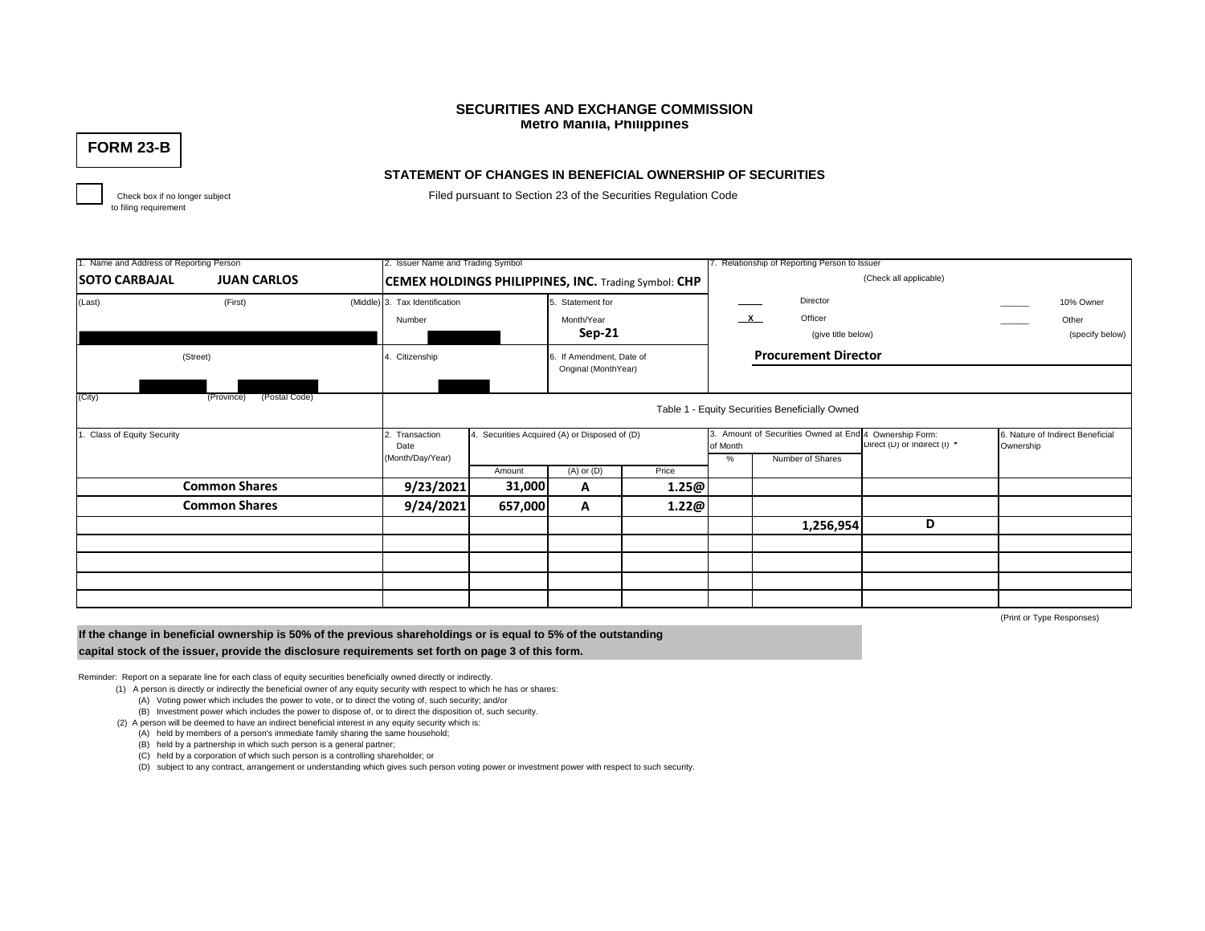# SECURITIES AND EXCHANGE COMMISSION
**Metro Manila, Philippines**

**FORM 23-B**

## STATEMENT OF CHANGES IN BENEFICIAL OWNERSHIP OF SECURITIES

☐ Check box if no longer subject to filing requirement

Filed pursuant to Section 23 of the Securities Regulation Code

| | | | | | | | | | |
|---|---|---|---|---|---|---|---|---|---|
| 1. Name and Address of Reporting Person | | 2. Issuer Name and Trading Symbol | | | | 7. Relationship of Reporting Person to Issuer | | | |
| **SOTO CARBAJAL** **JUAN CARLOS** | | **CEMEX HOLDINGS PHILIPPINES, INC.** Trading Symbol: **CHP** | | | | (Check all applicable) | | | |
| (Last) (First) (Middle) | | 3. Tax Identification Number | | 5. Statement for Month/Year **Sep-21** | | ____ Director | | ______ 10% Owner | |
| | | | | | | __x__ Officer (give title below) | | ______ Other (specify below) | |
| (Street) | | 4. Citizenship | | 6. If Amendment, Date of Original (MonthYear) | | **Procurement Director** | | | |
| (City) (Province) (Postal Code) | | Table 1 - Equity Securities Beneficially Owned | | | | | | | |
| 1. Class of Equity Security | | 2. Transaction Date (Month/Day/Year) | 4. Securities Acquired (A) or Disposed of (D) | | | 3. Amount of Securities Owned at End of Month | | 4 Ownership Form: Direct (D) or Indirect (I) * | 6. Nature of Indirect Beneficial Ownership |
| | | | Amount | (A) or (D) | Price | % | Number of Shares | | |
| **Common Shares** | | **9/23/2021** | **31,000** | **A** | **1.25@** | | | | |
| **Common Shares** | | **9/24/2021** | **657,000** | **A** | **1.22@** | | | | |
| | | | | | | | **1,256,954** | **D** | |
| | | | | | | | | | |
| | | | | | | | | | |
| | | | | | | | | | |
| | | | | | | | | | |

(Print or Type Responses)

**If the change in beneficial ownership is 50% of the previous shareholdings or is equal to 5% of the outstanding capital stock of the issuer, provide the disclosure requirements set forth on page 3 of this form.**

Reminder: Report on a separate line for each class of equity securities beneficially owned directly or indirectly.

(1) A person is directly or indirectly the beneficial owner of any equity security with respect to which he has or shares:
   - (A) Voting power which includes the power to vote, or to direct the voting of, such security; and/or
   - (B) Investment power which includes the power to dispose of, or to direct the disposition of, such security.

(2) A person will be deemed to have an indirect beneficial interest in any equity security which is:
   - (A) held by members of a person's immediate family sharing the same household;
   - (B) held by a partnership in which such person is a general partner;
   - (C) held by a corporation of which such person is a controlling shareholder; or
   - (D) subject to any contract, arrangement or understanding which gives such person voting power or investment power with respect to such security.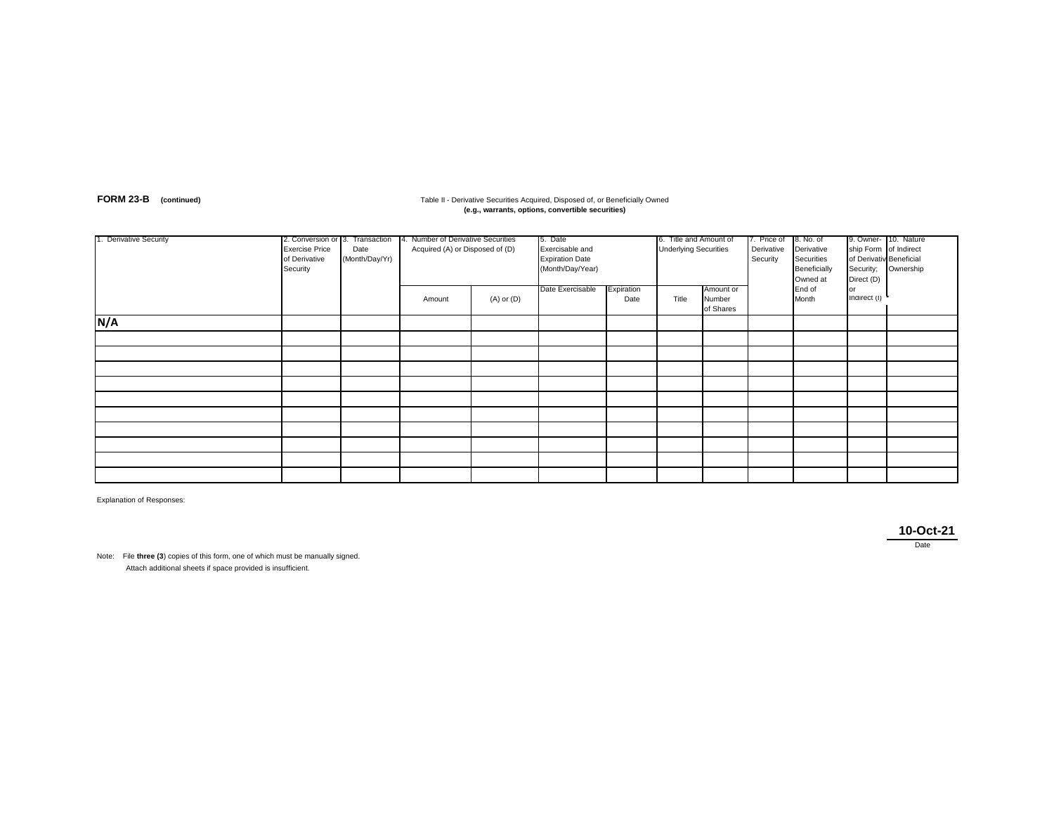**FORM 23-B** **(continued)**

Table II - Derivative Securities Acquired, Disposed of, or Beneficially Owned
**(e.g., warrants, options, convertible securities)**

| 1. Derivative Security | 2. Conversion or Exercise Price of Derivative Security | 3. Transaction Date (Month/Day/Yr) | 4. Number of Derivative Securities Acquired (A) or Disposed of (D) | | 5. Date Exercisable and Expiration Date (Month/Day/Year) | | 6. Title and Amount of Underlying Securities | | 7. Price of Derivative Security | 8. No. of Derivative Securities Beneficially Owned at End of Month | 9. Owner-ship Form of Derivative Security; Direct (D) or Indirect (I) | 10. Nature of Indirect Beneficial Ownership |
|---|---|---|---|---|---|---|---|---|---|---|---|---|
| | | | Amount | (A) or (D) | Date Exercisable | Expiration Date | Title | Amount or Number of Shares | | | | |
| **N/A** | | | | | | | | | | | | |
| | | | | | | | | | | | | |
| | | | | | | | | | | | | |
| | | | | | | | | | | | | |
| | | | | | | | | | | | | |
| | | | | | | | | | | | | |
| | | | | | | | | | | | | |
| | | | | | | | | | | | | |
| | | | | | | | | | | | | |
| | | | | | | | | | | | | |
| | | | | | | | | | | | | |

Explanation of Responses:

**10-Oct-21**
Date

Note: File **three (3**) copies of this form, one of which must be manually signed.
Attach additional sheets if space provided is insufficient.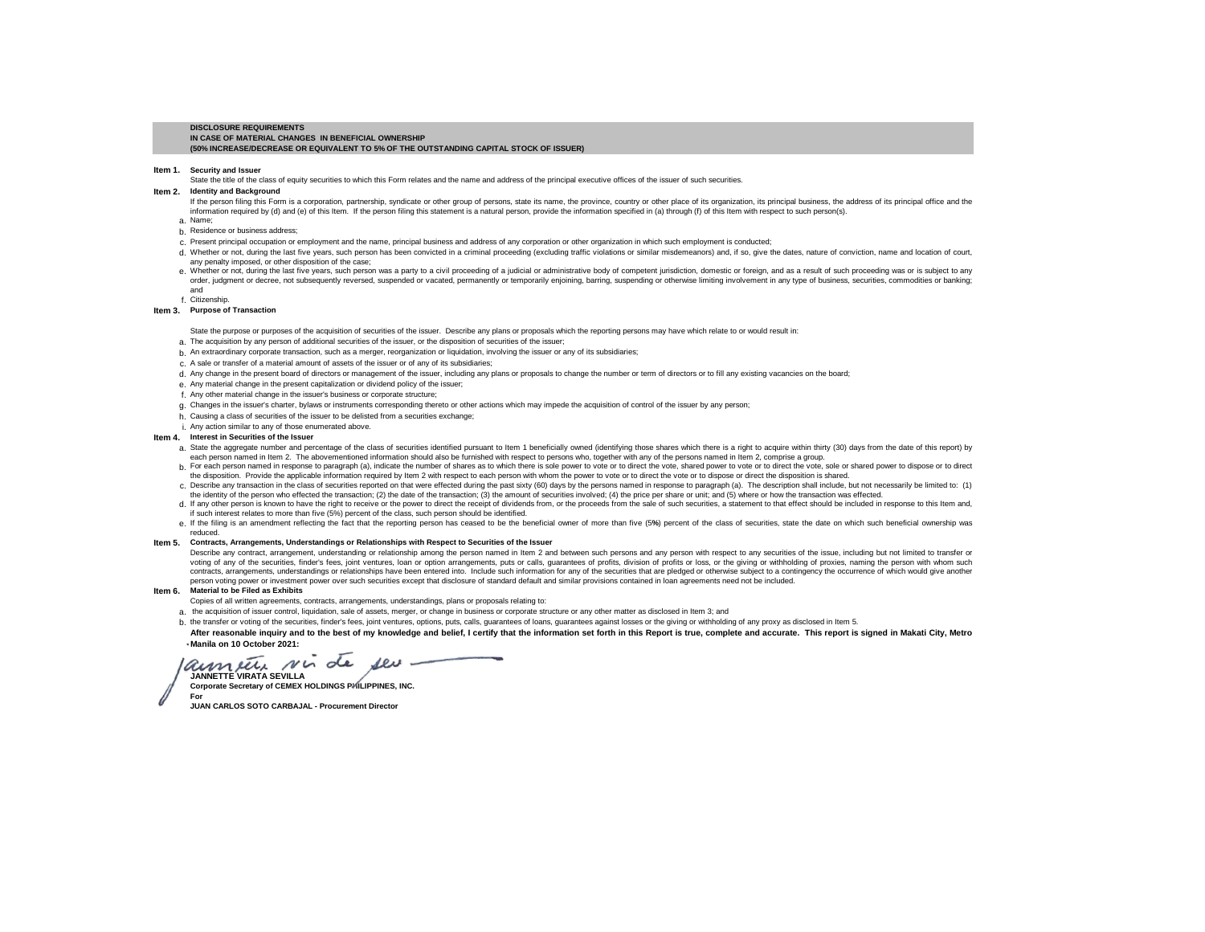**DISCLOSURE REQUIREMENTS**
**IN CASE OF MATERIAL CHANGES IN BENEFICIAL OWNERSHIP**
**(50% INCREASE/DECREASE OR EQUIVALENT TO 5% OF THE OUTSTANDING CAPITAL STOCK OF ISSUER)**

**Item 1. Security and Issuer**

State the title of the class of equity securities to which this Form relates and the name and address of the principal executive offices of the issuer of such securities.

**Item 2. Identity and Background**

If the person filing this Form is a corporation, partnership, syndicate or other group of persons, state its name, the province, country or other place of its organization, its principal business, the address of its principal office and the information required by (d) and (e) of this Item. If the person filing this statement is a natural person, provide the information specified in (a) through (f) of this Item with respect to such person(s).

a. Name;

b. Residence or business address;

c. Present principal occupation or employment and the name, principal business and address of any corporation or other organization in which such employment is conducted;

d. Whether or not, during the last five years, such person has been convicted in a criminal proceeding (excluding traffic violations or similar misdemeanors) and, if so, give the dates, nature of conviction, name and location of court, any penalty imposed, or other disposition of the case;

e. Whether or not, during the last five years, such person was a party to a civil proceeding of a judicial or administrative body of competent jurisdiction, domestic or foreign, and as a result of such proceeding was or is subject to any order, judgment or decree, not subsequently reversed, suspended or vacated, permanently or temporarily enjoining, barring, suspending or otherwise limiting involvement in any type of business, securities, commodities or banking; and

f. Citizenship.

**Item 3. Purpose of Transaction**

State the purpose or purposes of the acquisition of securities of the issuer. Describe any plans or proposals which the reporting persons may have which relate to or would result in:

a. The acquisition by any person of additional securities of the issuer, or the disposition of securities of the issuer;

b. An extraordinary corporate transaction, such as a merger, reorganization or liquidation, involving the issuer or any of its subsidiaries;

c. A sale or transfer of a material amount of assets of the issuer or of any of its subsidiaries;

d. Any change in the present board of directors or management of the issuer, including any plans or proposals to change the number or term of directors or to fill any existing vacancies on the board;

e. Any material change in the present capitalization or dividend policy of the issuer;

f. Any other material change in the issuer's business or corporate structure;

g. Changes in the issuer's charter, bylaws or instruments corresponding thereto or other actions which may impede the acquisition of control of the issuer by any person;

h. Causing a class of securities of the issuer to be delisted from a securities exchange;

i. Any action similar to any of those enumerated above.

**Item 4. Interest in Securities of the Issuer**

a. State the aggregate number and percentage of the class of securities identified pursuant to Item 1 beneficially owned (identifying those shares which there is a right to acquire within thirty (30) days from the date of this report) by each person named in Item 2. The abovementioned information should also be furnished with respect to persons who, together with any of the persons named in Item 2, comprise a group.

b. For each person named in response to paragraph (a), indicate the number of shares as to which there is sole power to vote or to direct the vote, shared power to vote or to direct the vote, sole or shared power to dispose or to direct the disposition. Provide the applicable information required by Item 2 with respect to each person with whom the power to vote or to direct the vote or to dispose or direct the disposition is shared.

c. Describe any transaction in the class of securities reported on that were effected during the past sixty (60) days by the persons named in response to paragraph (a). The description shall include, but not necessarily be limited to: (1) the identity of the person who effected the transaction; (2) the date of the transaction; (3) the amount of securities involved; (4) the price per share or unit; and (5) where or how the transaction was effected.

d. If any other person is known to have the right to receive or the power to direct the receipt of dividends from, or the proceeds from the sale of such securities, a statement to that effect should be included in response to this Item and, if such interest relates to more than five (5%) percent of the class, such person should be identified.

e. If the filing is an amendment reflecting the fact that the reporting person has ceased to be the beneficial owner of more than five (5%) percent of the class of securities, state the date on which such beneficial ownership was reduced.

**Item 5. Contracts, Arrangements, Understandings or Relationships with Respect to Securities of the Issuer**

Describe any contract, arrangement, understanding or relationship among the person named in Item 2 and between such persons and any person with respect to any securities of the issue, including but not limited to transfer or voting of any of the securities, finder's fees, joint ventures, loan or option arrangements, puts or calls, guarantees of profits, division of profits or loss, or the giving or withholding of proxies, naming the person with whom such contracts, arrangements, understandings or relationships have been entered into. Include such information for any of the securities that are pledged or otherwise subject to a contingency the occurrence of which would give another person voting power or investment power over such securities except that disclosure of standard default and similar provisions contained in loan agreements need not be included.

**Item 6. Material to be Filed as Exhibits**

Copies of all written agreements, contracts, arrangements, understandings, plans or proposals relating to:

a. the acquisition of issuer control, liquidation, sale of assets, merger, or change in business or corporate structure or any other matter as disclosed in Item 3; and

b. the transfer or voting of the securities, finder's fees, joint ventures, options, puts, calls, guarantees of loans, guarantees against losses or the giving or withholding of any proxy as disclosed in Item 5.

**After reasonable inquiry and to the best of my knowledge and belief, I certify that the information set forth in this Report is true, complete and accurate. This report is signed in Makati City, Metro Manila on 10 October 2021:**

**JANNETTE VIRATA SEVILLA**
**Corporate Secretary of CEMEX HOLDINGS PHILIPPINES, INC.**
**For**
**JUAN CARLOS SOTO CARBAJAL - Procurement Director**